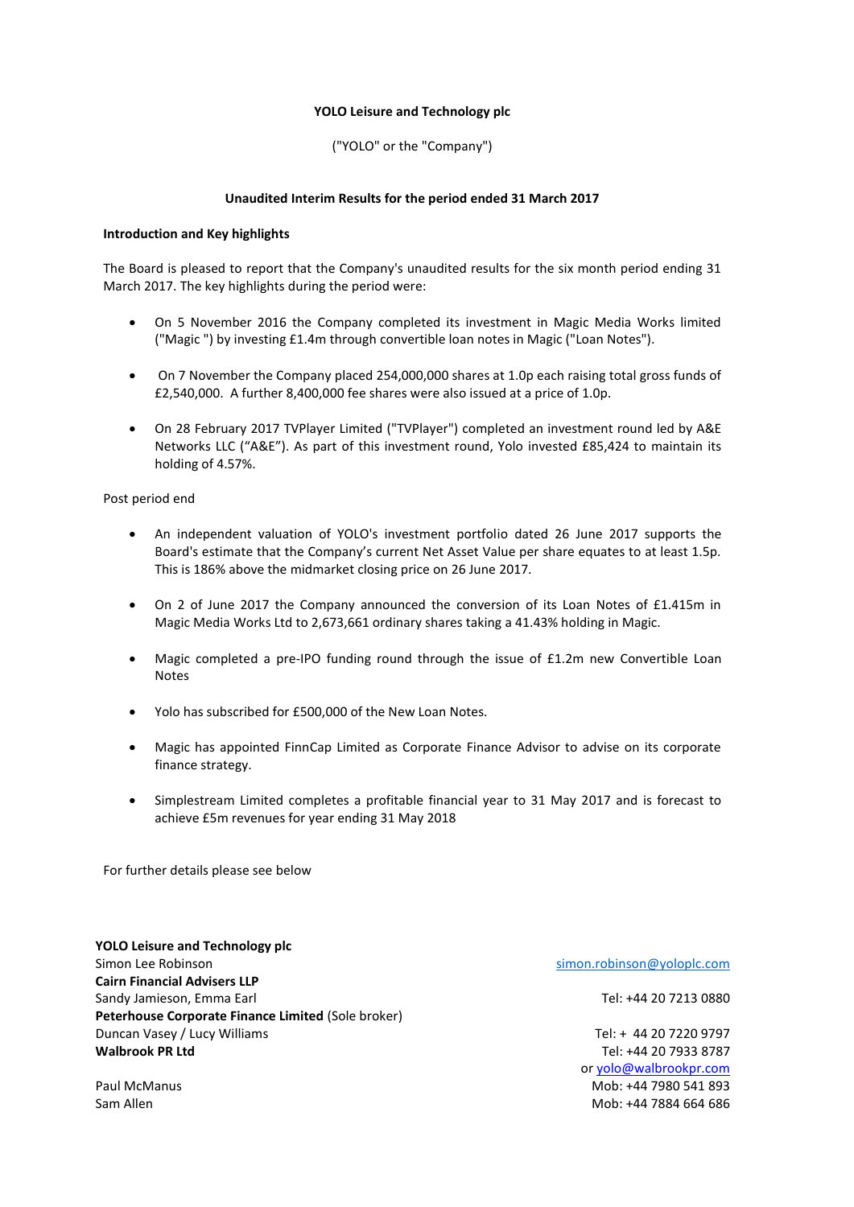**YOLO Leisure and Technology plc**

("YOLO" or the "Company")

**Unaudited Interim Results for the period ended 31 March 2017**

**Introduction and Key highlights**

The Board is pleased to report that the Company's unaudited results for the six month period ending 31 March 2017. The key highlights during the period were:

- On 5 November 2016 the Company completed its investment in Magic Media Works limited ("Magic ") by investing £1.4m through convertible loan notes in Magic ("Loan Notes").
- On 7 November the Company placed 254,000,000 shares at 1.0p each raising total gross funds of £2,540,000. A further 8,400,000 fee shares were also issued at a price of 1.0p.
- On 28 February 2017 TVPlayer Limited ("TVPlayer") completed an investment round led by A&E Networks LLC ("A&E"). As part of this investment round, Yolo invested £85,424 to maintain its holding of 4.57%.

Post period end

- An independent valuation of YOLO's investment portfolio dated 26 June 2017 supports the Board's estimate that the Company's current Net Asset Value per share equates to at least 1.5p. This is 186% above the midmarket closing price on 26 June 2017.
- On 2 of June 2017 the Company announced the conversion of its Loan Notes of £1.415m in Magic Media Works Ltd to 2,673,661 ordinary shares taking a 41.43% holding in Magic.
- Magic completed a pre-IPO funding round through the issue of £1.2m new Convertible Loan Notes
- Yolo has subscribed for £500,000 of the New Loan Notes.
- Magic has appointed FinnCap Limited as Corporate Finance Advisor to advise on its corporate finance strategy.
- Simplestream Limited completes a profitable financial year to 31 May 2017 and is forecast to achieve £5m revenues for year ending 31 May 2018

For further details please see below

**YOLO Leisure and Technology plc**
Simon Lee Robinson — simon.robinson@yoloplc.com

**Cairn Financial Advisers LLP**
Sandy Jamieson, Emma Earl — Tel: +44 20 7213 0880

**Peterhouse Corporate Finance Limited** (Sole broker)
Duncan Vasey / Lucy Williams — Tel: + 44 20 7220 9797

**Walbrook PR Ltd** — Tel: +44 20 7933 8787 or yolo@walbrookpr.com

Paul McManus — Mob: +44 7980 541 893
Sam Allen — Mob: +44 7884 664 686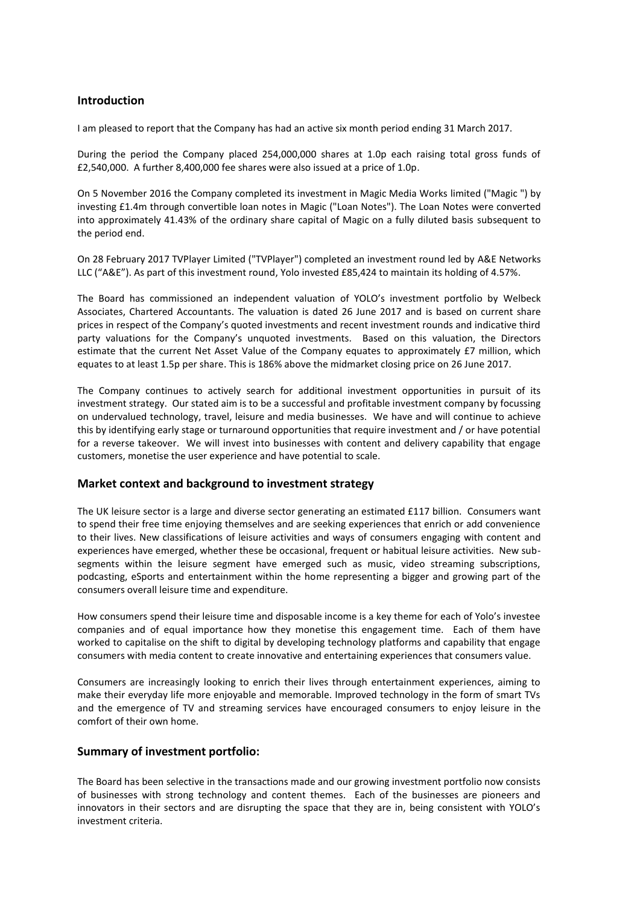## Introduction

I am pleased to report that the Company has had an active six month period ending 31 March 2017.

During the period the Company placed 254,000,000 shares at 1.0p each raising total gross funds of £2,540,000. A further 8,400,000 fee shares were also issued at a price of 1.0p.

On 5 November 2016 the Company completed its investment in Magic Media Works limited ("Magic ") by investing £1.4m through convertible loan notes in Magic ("Loan Notes"). The Loan Notes were converted into approximately 41.43% of the ordinary share capital of Magic on a fully diluted basis subsequent to the period end.

On 28 February 2017 TVPlayer Limited ("TVPlayer") completed an investment round led by A&E Networks LLC ("A&E"). As part of this investment round, Yolo invested £85,424 to maintain its holding of 4.57%.

The Board has commissioned an independent valuation of YOLO's investment portfolio by Welbeck Associates, Chartered Accountants. The valuation is dated 26 June 2017 and is based on current share prices in respect of the Company's quoted investments and recent investment rounds and indicative third party valuations for the Company's unquoted investments. Based on this valuation, the Directors estimate that the current Net Asset Value of the Company equates to approximately £7 million, which equates to at least 1.5p per share. This is 186% above the midmarket closing price on 26 June 2017.

The Company continues to actively search for additional investment opportunities in pursuit of its investment strategy. Our stated aim is to be a successful and profitable investment company by focussing on undervalued technology, travel, leisure and media businesses. We have and will continue to achieve this by identifying early stage or turnaround opportunities that require investment and / or have potential for a reverse takeover. We will invest into businesses with content and delivery capability that engage customers, monetise the user experience and have potential to scale.

## Market context and background to investment strategy

The UK leisure sector is a large and diverse sector generating an estimated £117 billion. Consumers want to spend their free time enjoying themselves and are seeking experiences that enrich or add convenience to their lives. New classifications of leisure activities and ways of consumers engaging with content and experiences have emerged, whether these be occasional, frequent or habitual leisure activities. New sub-segments within the leisure segment have emerged such as music, video streaming subscriptions, podcasting, eSports and entertainment within the home representing a bigger and growing part of the consumers overall leisure time and expenditure.

How consumers spend their leisure time and disposable income is a key theme for each of Yolo's investee companies and of equal importance how they monetise this engagement time. Each of them have worked to capitalise on the shift to digital by developing technology platforms and capability that engage consumers with media content to create innovative and entertaining experiences that consumers value.

Consumers are increasingly looking to enrich their lives through entertainment experiences, aiming to make their everyday life more enjoyable and memorable. Improved technology in the form of smart TVs and the emergence of TV and streaming services have encouraged consumers to enjoy leisure in the comfort of their own home.

## Summary of investment portfolio:

The Board has been selective in the transactions made and our growing investment portfolio now consists of businesses with strong technology and content themes. Each of the businesses are pioneers and innovators in their sectors and are disrupting the space that they are in, being consistent with YOLO's investment criteria.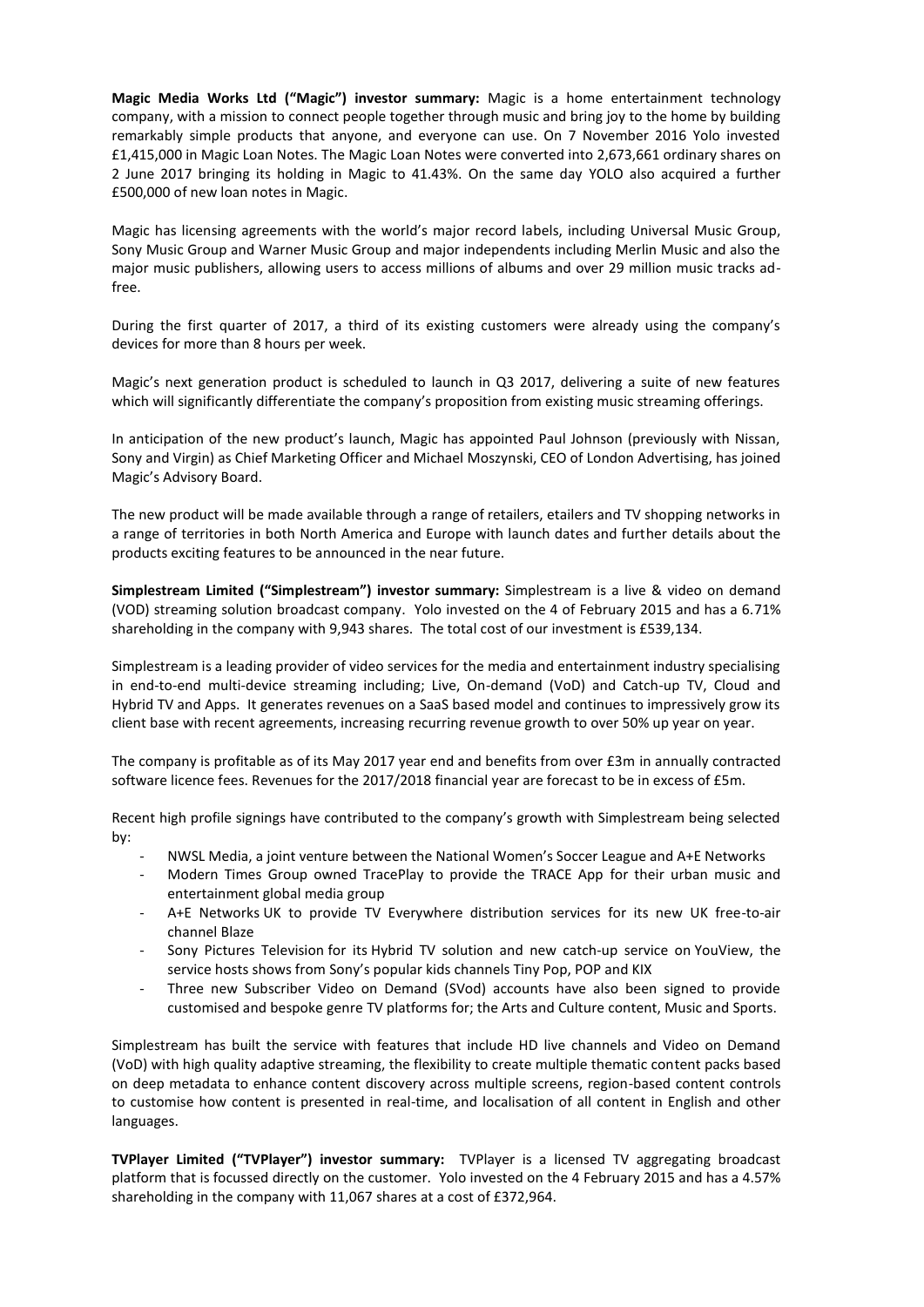**Magic Media Works Ltd ("Magic") investor summary:** Magic is a home entertainment technology company, with a mission to connect people together through music and bring joy to the home by building remarkably simple products that anyone, and everyone can use. On 7 November 2016 Yolo invested £1,415,000 in Magic Loan Notes. The Magic Loan Notes were converted into 2,673,661 ordinary shares on 2 June 2017 bringing its holding in Magic to 41.43%. On the same day YOLO also acquired a further £500,000 of new loan notes in Magic.

Magic has licensing agreements with the world's major record labels, including Universal Music Group, Sony Music Group and Warner Music Group and major independents including Merlin Music and also the major music publishers, allowing users to access millions of albums and over 29 million music tracks ad-free.

During the first quarter of 2017, a third of its existing customers were already using the company's devices for more than 8 hours per week.

Magic's next generation product is scheduled to launch in Q3 2017, delivering a suite of new features which will significantly differentiate the company's proposition from existing music streaming offerings.

In anticipation of the new product's launch, Magic has appointed Paul Johnson (previously with Nissan, Sony and Virgin) as Chief Marketing Officer and Michael Moszynski, CEO of London Advertising, has joined Magic's Advisory Board.

The new product will be made available through a range of retailers, etailers and TV shopping networks in a range of territories in both North America and Europe with launch dates and further details about the products exciting features to be announced in the near future.

**Simplestream Limited ("Simplestream") investor summary:** Simplestream is a live & video on demand (VOD) streaming solution broadcast company. Yolo invested on the 4 of February 2015 and has a 6.71% shareholding in the company with 9,943 shares. The total cost of our investment is £539,134.

Simplestream is a leading provider of video services for the media and entertainment industry specialising in end-to-end multi-device streaming including; Live, On-demand (VoD) and Catch-up TV, Cloud and Hybrid TV and Apps. It generates revenues on a SaaS based model and continues to impressively grow its client base with recent agreements, increasing recurring revenue growth to over 50% up year on year.

The company is profitable as of its May 2017 year end and benefits from over £3m in annually contracted software licence fees. Revenues for the 2017/2018 financial year are forecast to be in excess of £5m.

Recent high profile signings have contributed to the company's growth with Simplestream being selected by:

- NWSL Media, a joint venture between the National Women's Soccer League and A+E Networks
- Modern Times Group owned TracePlay to provide the TRACE App for their urban music and entertainment global media group
- A+E Networks UK to provide TV Everywhere distribution services for its new UK free-to-air channel Blaze
- Sony Pictures Television for its Hybrid TV solution and new catch-up service on YouView, the service hosts shows from Sony's popular kids channels Tiny Pop, POP and KIX
- Three new Subscriber Video on Demand (SVod) accounts have also been signed to provide customised and bespoke genre TV platforms for; the Arts and Culture content, Music and Sports.

Simplestream has built the service with features that include HD live channels and Video on Demand (VoD) with high quality adaptive streaming, the flexibility to create multiple thematic content packs based on deep metadata to enhance content discovery across multiple screens, region-based content controls to customise how content is presented in real-time, and localisation of all content in English and other languages.

**TVPlayer Limited ("TVPlayer") investor summary:** TVPlayer is a licensed TV aggregating broadcast platform that is focussed directly on the customer. Yolo invested on the 4 February 2015 and has a 4.57% shareholding in the company with 11,067 shares at a cost of £372,964.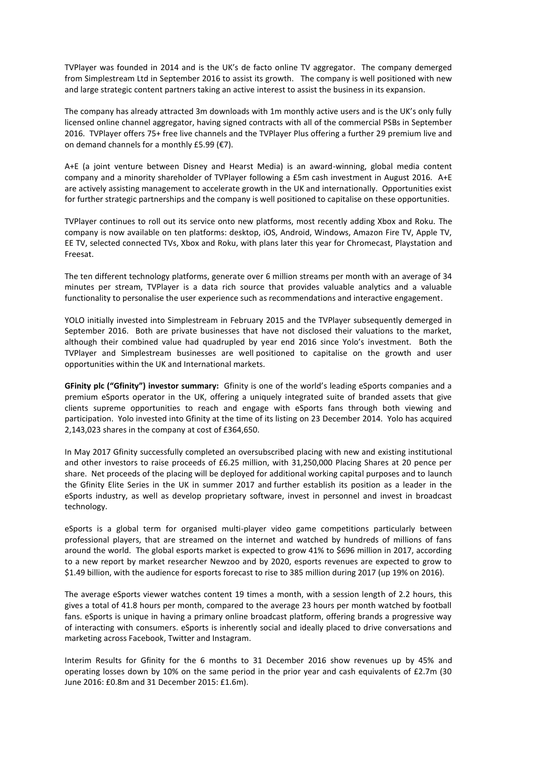TVPlayer was founded in 2014 and is the UK's de facto online TV aggregator. The company demerged from Simplestream Ltd in September 2016 to assist its growth. The company is well positioned with new and large strategic content partners taking an active interest to assist the business in its expansion.

The company has already attracted 3m downloads with 1m monthly active users and is the UK's only fully licensed online channel aggregator, having signed contracts with all of the commercial PSBs in September 2016. TVPlayer offers 75+ free live channels and the TVPlayer Plus offering a further 29 premium live and on demand channels for a monthly £5.99 (€7).

A+E (a joint venture between Disney and Hearst Media) is an award-winning, global media content company and a minority shareholder of TVPlayer following a £5m cash investment in August 2016. A+E are actively assisting management to accelerate growth in the UK and internationally. Opportunities exist for further strategic partnerships and the company is well positioned to capitalise on these opportunities.

TVPlayer continues to roll out its service onto new platforms, most recently adding Xbox and Roku. The company is now available on ten platforms: desktop, iOS, Android, Windows, Amazon Fire TV, Apple TV, EE TV, selected connected TVs, Xbox and Roku, with plans later this year for Chromecast, Playstation and Freesat.

The ten different technology platforms, generate over 6 million streams per month with an average of 34 minutes per stream, TVPlayer is a data rich source that provides valuable analytics and a valuable functionality to personalise the user experience such as recommendations and interactive engagement.

YOLO initially invested into Simplestream in February 2015 and the TVPlayer subsequently demerged in September 2016. Both are private businesses that have not disclosed their valuations to the market, although their combined value had quadrupled by year end 2016 since Yolo's investment. Both the TVPlayer and Simplestream businesses are well positioned to capitalise on the growth and user opportunities within the UK and International markets.

**GFinity plc ("Gfinity") investor summary:** Gfinity is one of the world's leading eSports companies and a premium eSports operator in the UK, offering a uniquely integrated suite of branded assets that give clients supreme opportunities to reach and engage with eSports fans through both viewing and participation. Yolo invested into Gfinity at the time of its listing on 23 December 2014. Yolo has acquired 2,143,023 shares in the company at cost of £364,650.

In May 2017 Gfinity successfully completed an oversubscribed placing with new and existing institutional and other investors to raise proceeds of £6.25 million, with 31,250,000 Placing Shares at 20 pence per share. Net proceeds of the placing will be deployed for additional working capital purposes and to launch the Gfinity Elite Series in the UK in summer 2017 and further establish its position as a leader in the eSports industry, as well as develop proprietary software, invest in personnel and invest in broadcast technology.

eSports is a global term for organised multi-player video game competitions particularly between professional players, that are streamed on the internet and watched by hundreds of millions of fans around the world. The global esports market is expected to grow 41% to $696 million in 2017, according to a new report by market researcher Newzoo and by 2020, esports revenues are expected to grow to $1.49 billion, with the audience for esports forecast to rise to 385 million during 2017 (up 19% on 2016).

The average eSports viewer watches content 19 times a month, with a session length of 2.2 hours, this gives a total of 41.8 hours per month, compared to the average 23 hours per month watched by football fans. eSports is unique in having a primary online broadcast platform, offering brands a progressive way of interacting with consumers. eSports is inherently social and ideally placed to drive conversations and marketing across Facebook, Twitter and Instagram.

Interim Results for Gfinity for the 6 months to 31 December 2016 show revenues up by 45% and operating losses down by 10% on the same period in the prior year and cash equivalents of £2.7m (30 June 2016: £0.8m and 31 December 2015: £1.6m).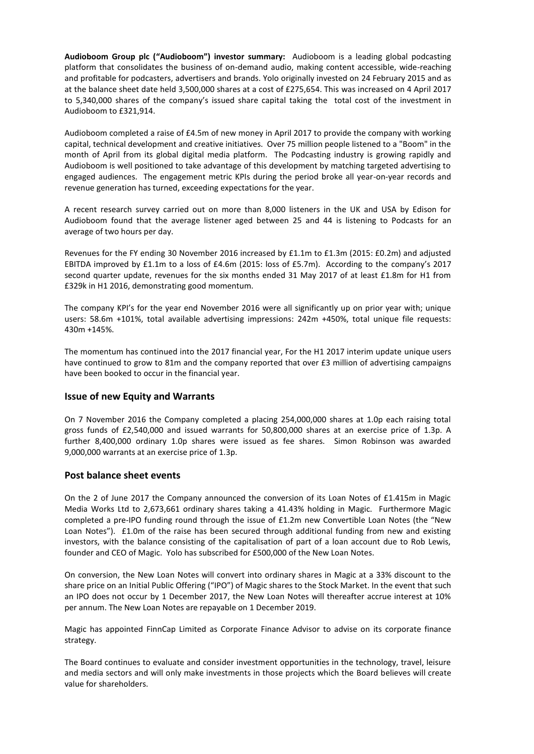**Audioboom Group plc ("Audioboom") investor summary:** Audioboom is a leading global podcasting platform that consolidates the business of on-demand audio, making content accessible, wide-reaching and profitable for podcasters, advertisers and brands. Yolo originally invested on 24 February 2015 and as at the balance sheet date held 3,500,000 shares at a cost of £275,654. This was increased on 4 April 2017 to 5,340,000 shares of the company's issued share capital taking the total cost of the investment in Audioboom to £321,914.

Audioboom completed a raise of £4.5m of new money in April 2017 to provide the company with working capital, technical development and creative initiatives. Over 75 million people listened to a "Boom" in the month of April from its global digital media platform. The Podcasting industry is growing rapidly and Audioboom is well positioned to take advantage of this development by matching targeted advertising to engaged audiences. The engagement metric KPIs during the period broke all year-on-year records and revenue generation has turned, exceeding expectations for the year.

A recent research survey carried out on more than 8,000 listeners in the UK and USA by Edison for Audioboom found that the average listener aged between 25 and 44 is listening to Podcasts for an average of two hours per day.

Revenues for the FY ending 30 November 2016 increased by £1.1m to £1.3m (2015: £0.2m) and adjusted EBITDA improved by £1.1m to a loss of £4.6m (2015: loss of £5.7m). According to the company's 2017 second quarter update, revenues for the six months ended 31 May 2017 of at least £1.8m for H1 from £329k in H1 2016, demonstrating good momentum.

The company KPI's for the year end November 2016 were all significantly up on prior year with; unique users: 58.6m +101%, total available advertising impressions: 242m +450%, total unique file requests: 430m +145%.

The momentum has continued into the 2017 financial year, For the H1 2017 interim update unique users have continued to grow to 81m and the company reported that over £3 million of advertising campaigns have been booked to occur in the financial year.

## Issue of new Equity and Warrants

On 7 November 2016 the Company completed a placing 254,000,000 shares at 1.0p each raising total gross funds of £2,540,000 and issued warrants for 50,800,000 shares at an exercise price of 1.3p. A further 8,400,000 ordinary 1.0p shares were issued as fee shares. Simon Robinson was awarded 9,000,000 warrants at an exercise price of 1.3p.

## Post balance sheet events

On the 2 of June 2017 the Company announced the conversion of its Loan Notes of £1.415m in Magic Media Works Ltd to 2,673,661 ordinary shares taking a 41.43% holding in Magic. Furthermore Magic completed a pre-IPO funding round through the issue of £1.2m new Convertible Loan Notes (the "New Loan Notes"). £1.0m of the raise has been secured through additional funding from new and existing investors, with the balance consisting of the capitalisation of part of a loan account due to Rob Lewis, founder and CEO of Magic. Yolo has subscribed for £500,000 of the New Loan Notes.

On conversion, the New Loan Notes will convert into ordinary shares in Magic at a 33% discount to the share price on an Initial Public Offering ("IPO") of Magic shares to the Stock Market. In the event that such an IPO does not occur by 1 December 2017, the New Loan Notes will thereafter accrue interest at 10% per annum. The New Loan Notes are repayable on 1 December 2019.

Magic has appointed FinnCap Limited as Corporate Finance Advisor to advise on its corporate finance strategy.

The Board continues to evaluate and consider investment opportunities in the technology, travel, leisure and media sectors and will only make investments in those projects which the Board believes will create value for shareholders.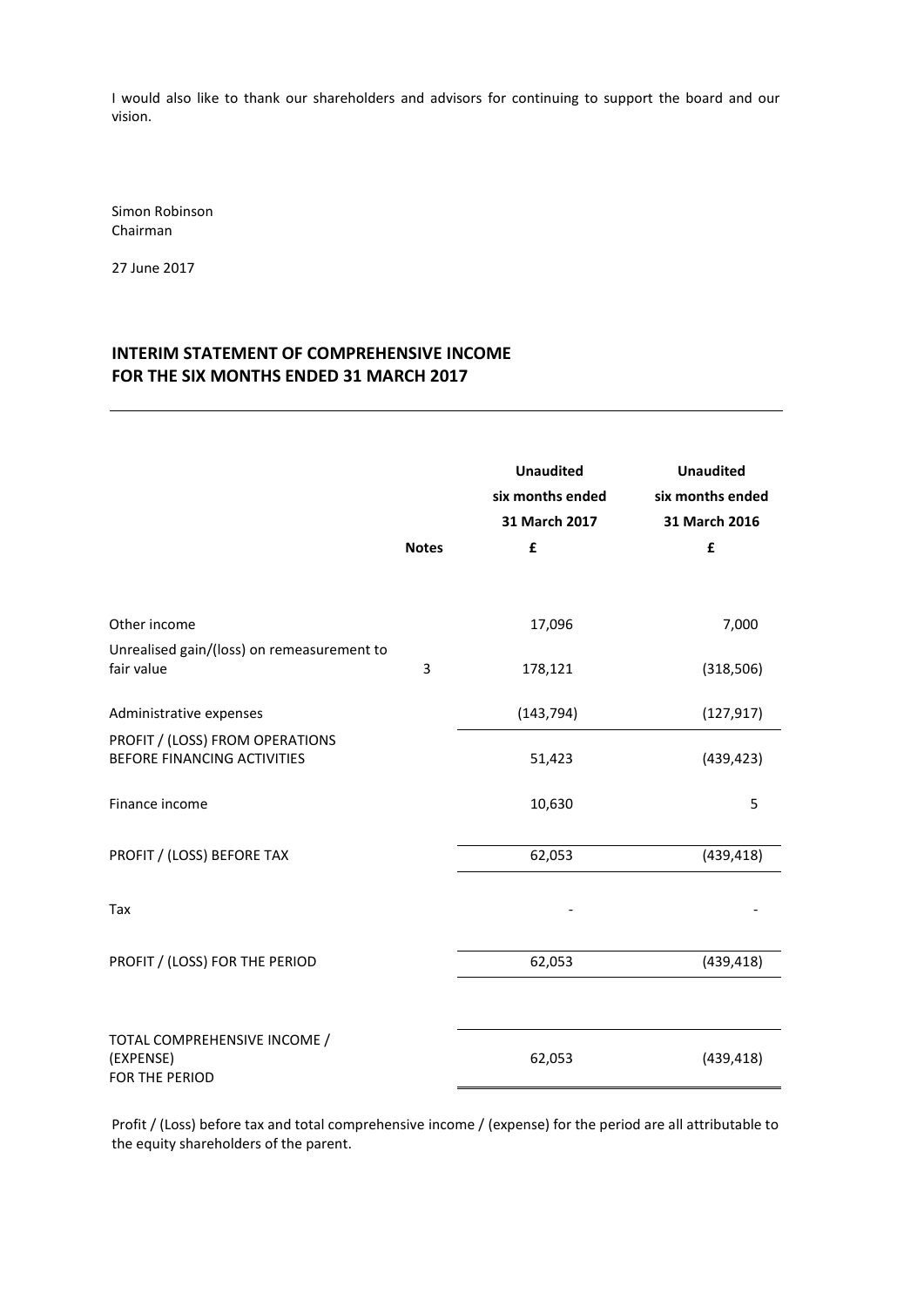I would also like to thank our shareholders and advisors for continuing to support the board and our vision.

Simon Robinson
Chairman

27 June 2017

## INTERIM STATEMENT OF COMPREHENSIVE INCOME
## FOR THE SIX MONTHS ENDED 31 MARCH 2017

| | Notes | Unaudited six months ended 31 March 2017 £ | Unaudited six months ended 31 March 2016 £ |
|---|---|---|---|
| Other income | | 17,096 | 7,000 |
| Unrealised gain/(loss) on remeasurement to fair value | 3 | 178,121 | (318,506) |
| Administrative expenses | | (143,794) | (127,917) |
| PROFIT / (LOSS) FROM OPERATIONS BEFORE FINANCING ACTIVITIES | | 51,423 | (439,423) |
| Finance income | | 10,630 | 5 |
| PROFIT / (LOSS) BEFORE TAX | | 62,053 | (439,418) |
| Tax | | - | - |
| PROFIT / (LOSS) FOR THE PERIOD | | 62,053 | (439,418) |
| TOTAL COMPREHENSIVE INCOME / (EXPENSE) FOR THE PERIOD | | 62,053 | (439,418) |

Profit / (Loss) before tax and total comprehensive income / (expense) for the period are all attributable to the equity shareholders of the parent.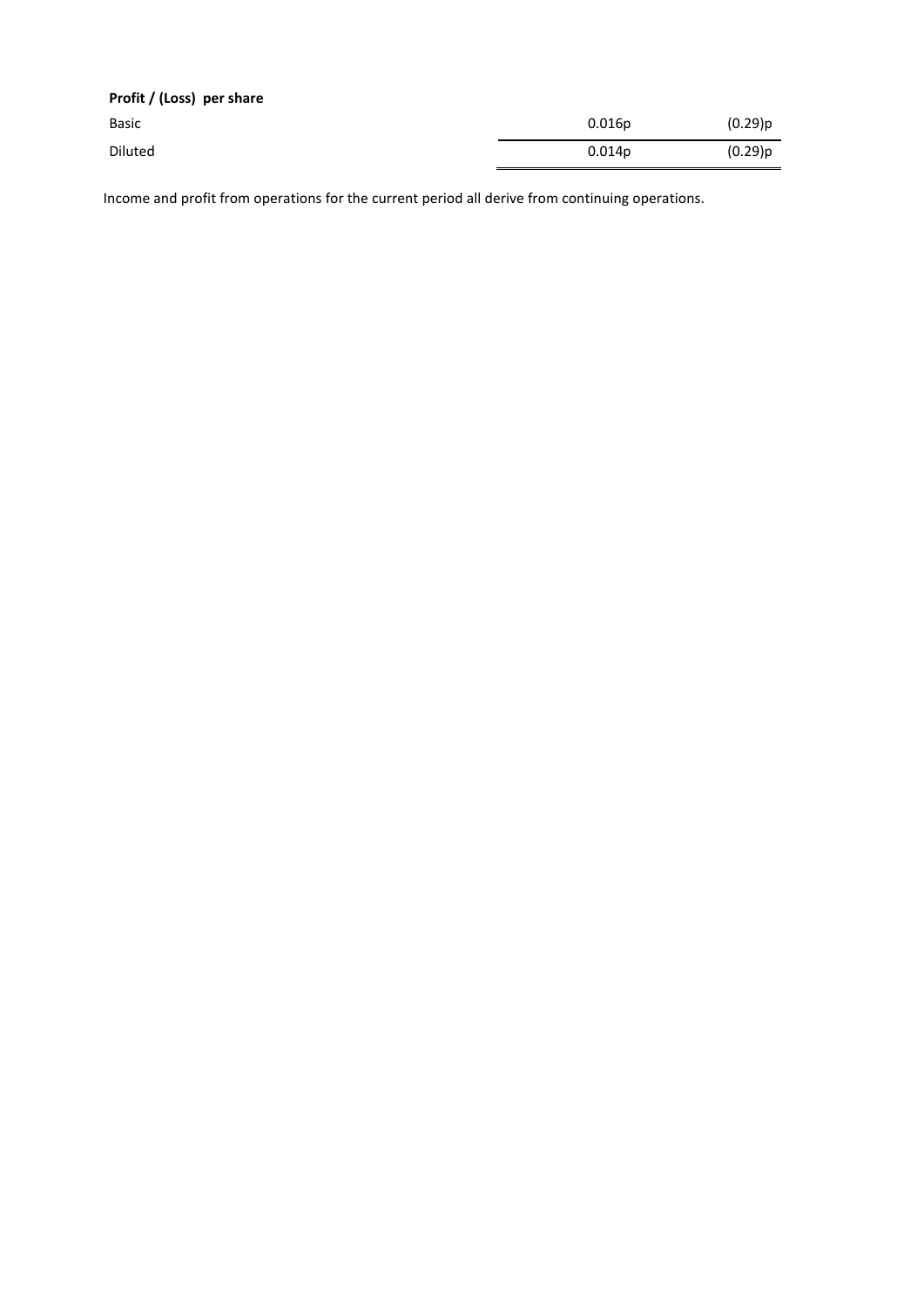| **Profit / (Loss) per share** | | |
|---|---|---|
| Basic | 0.016p | (0.29)p |
| Diluted | 0.014p | (0.29)p |

Income and profit from operations for the current period all derive from continuing operations.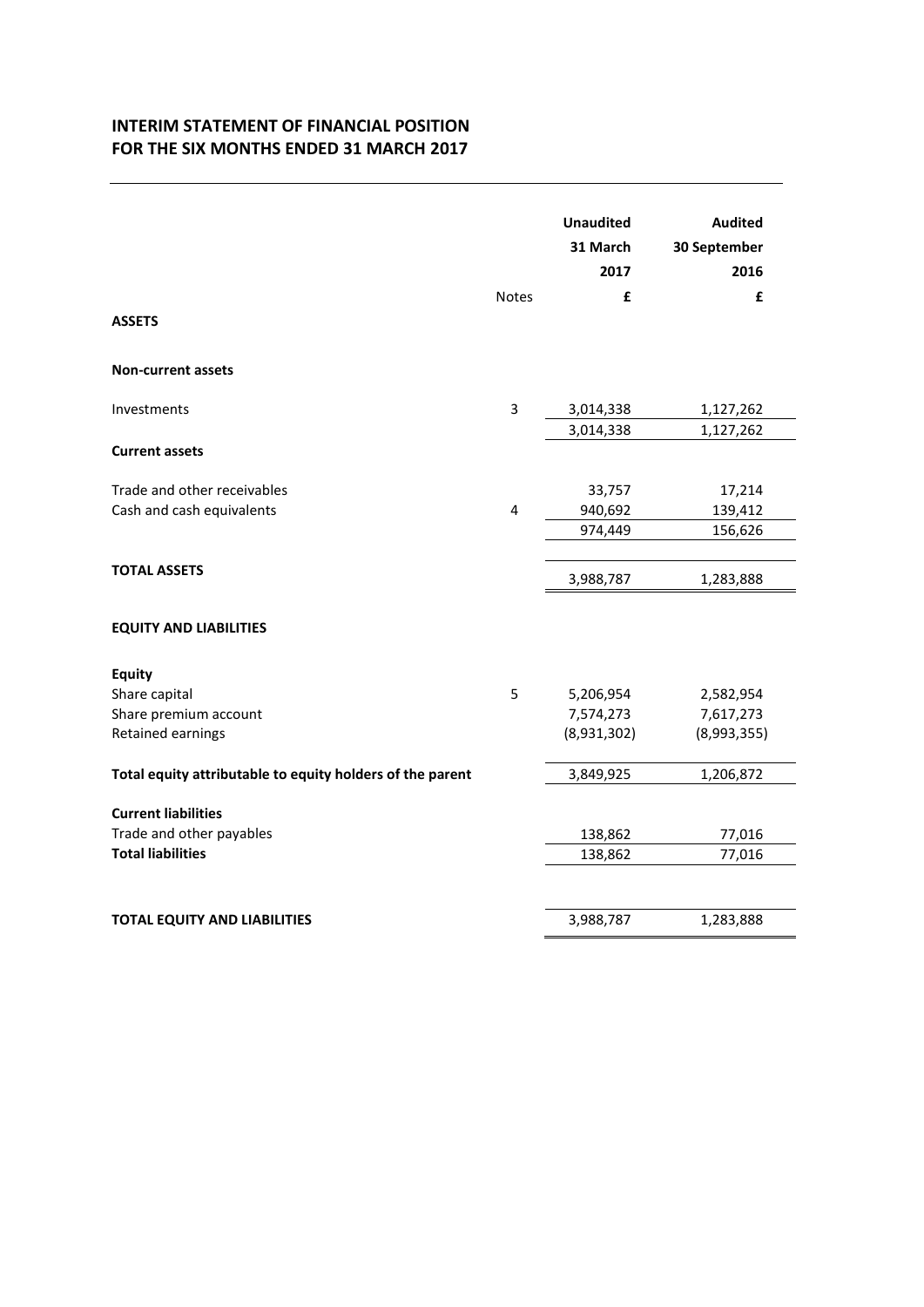# INTERIM STATEMENT OF FINANCIAL POSITION
# FOR THE SIX MONTHS ENDED 31 MARCH 2017

| | Notes | Unaudited 31 March 2017 £ | Audited 30 September 2016 £ |
|---|---|---|---|
| **ASSETS** | | | |
| **Non-current assets** | | | |
| Investments | 3 | 3,014,338 | 1,127,262 |
| | | 3,014,338 | 1,127,262 |
| **Current assets** | | | |
| Trade and other receivables | | 33,757 | 17,214 |
| Cash and cash equivalents | 4 | 940,692 | 139,412 |
| | | 974,449 | 156,626 |
| **TOTAL ASSETS** | | 3,988,787 | 1,283,888 |
| **EQUITY AND LIABILITIES** | | | |
| **Equity** | | | |
| Share capital | 5 | 5,206,954 | 2,582,954 |
| Share premium account | | 7,574,273 | 7,617,273 |
| Retained earnings | | (8,931,302) | (8,993,355) |
| **Total equity attributable to equity holders of the parent** | | 3,849,925 | 1,206,872 |
| **Current liabilities** | | | |
| Trade and other payables | | 138,862 | 77,016 |
| **Total liabilities** | | 138,862 | 77,016 |
| **TOTAL EQUITY AND LIABILITIES** | | 3,988,787 | 1,283,888 |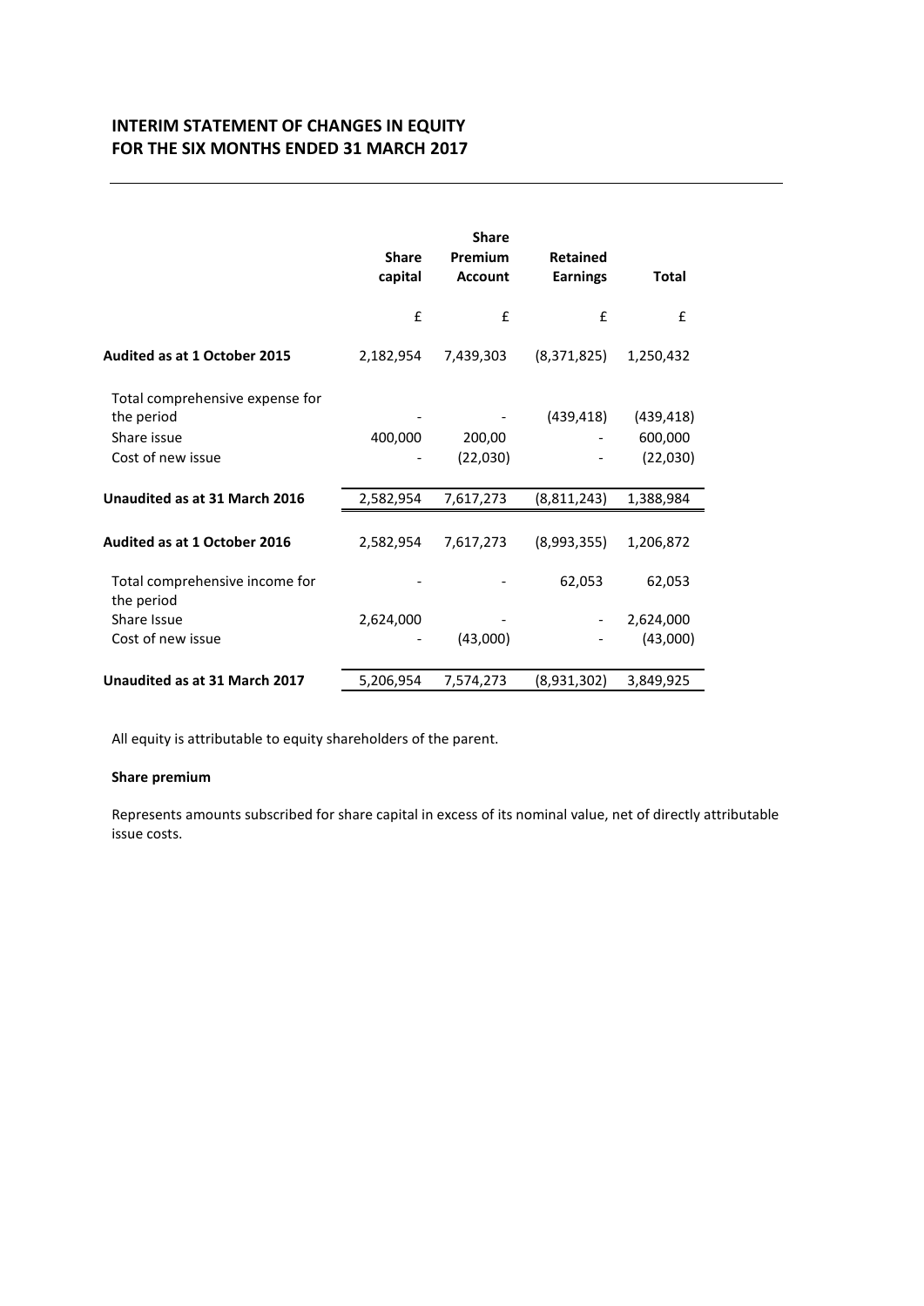# INTERIM STATEMENT OF CHANGES IN EQUITY
# FOR THE SIX MONTHS ENDED 31 MARCH 2017

| | Share capital | Share Premium Account | Retained Earnings | Total |
|---|---|---|---|---|
| | £ | £ | £ | £ |
| **Audited as at 1 October 2015** | 2,182,954 | 7,439,303 | (8,371,825) | 1,250,432 |
| Total comprehensive expense for the period | - | - | (439,418) | (439,418) |
| Share issue | 400,000 | 200,00 | - | 600,000 |
| Cost of new issue | - | (22,030) | - | (22,030) |
| **Unaudited as at 31 March 2016** | 2,582,954 | 7,617,273 | (8,811,243) | 1,388,984 |
| **Audited as at 1 October 2016** | 2,582,954 | 7,617,273 | (8,993,355) | 1,206,872 |
| Total comprehensive income for the period | - | - | 62,053 | 62,053 |
| Share Issue | 2,624,000 | - | - | 2,624,000 |
| Cost of new issue | - | (43,000) | - | (43,000) |
| **Unaudited as at 31 March 2017** | 5,206,954 | 7,574,273 | (8,931,302) | 3,849,925 |

All equity is attributable to equity shareholders of the parent.

**Share premium**

Represents amounts subscribed for share capital in excess of its nominal value, net of directly attributable issue costs.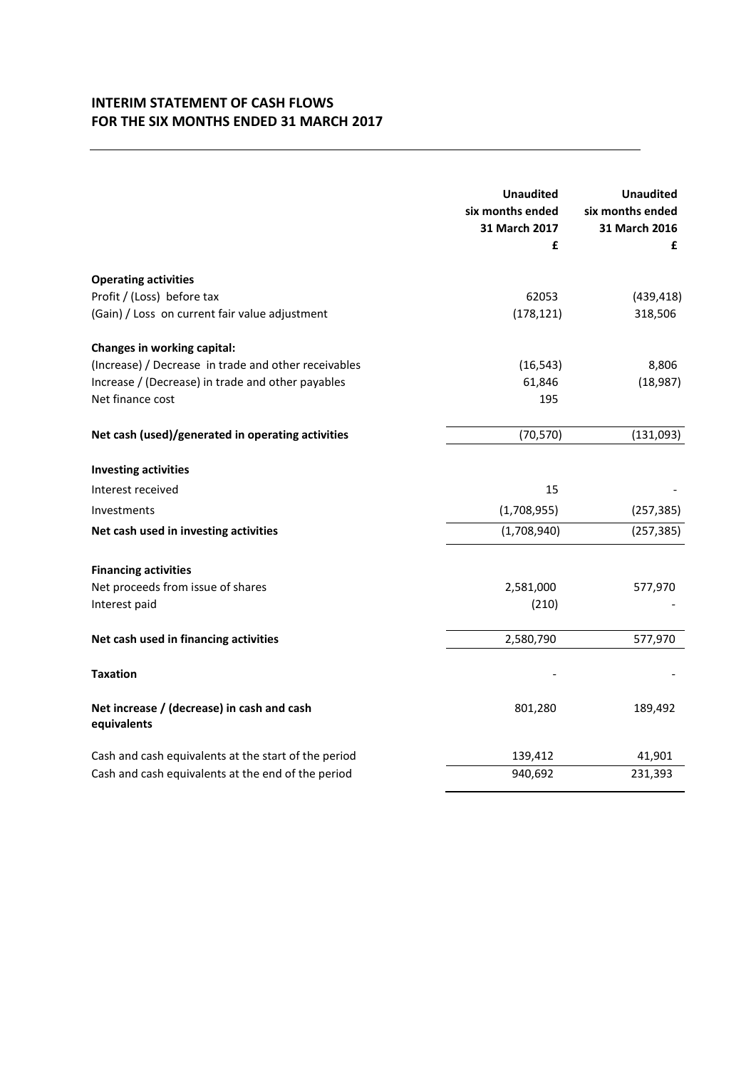## INTERIM STATEMENT OF CASH FLOWS
## FOR THE SIX MONTHS ENDED 31 MARCH 2017

| | Unaudited six months ended 31 March 2017 £ | Unaudited six months ended 31 March 2016 £ |
|---|---|---|
| **Operating activities** | | |
| Profit / (Loss) before tax | 62053 | (439,418) |
| (Gain) / Loss on current fair value adjustment | (178,121) | 318,506 |
| **Changes in working capital:** | | |
| (Increase) / Decrease in trade and other receivables | (16,543) | 8,806 |
| Increase / (Decrease) in trade and other payables | 61,846 | (18,987) |
| Net finance cost | 195 | |
| **Net cash (used)/generated in operating activities** | (70,570) | (131,093) |
| **Investing activities** | | |
| Interest received | 15 | - |
| Investments | (1,708,955) | (257,385) |
| **Net cash used in investing activities** | (1,708,940) | (257,385) |
| **Financing activities** | | |
| Net proceeds from issue of shares | 2,581,000 | 577,970 |
| Interest paid | (210) | - |
| **Net cash used in financing activities** | 2,580,790 | 577,970 |
| **Taxation** | - | - |
| **Net increase / (decrease) in cash and cash equivalents** | 801,280 | 189,492 |
| Cash and cash equivalents at the start of the period | 139,412 | 41,901 |
| Cash and cash equivalents at the end of the period | 940,692 | 231,393 |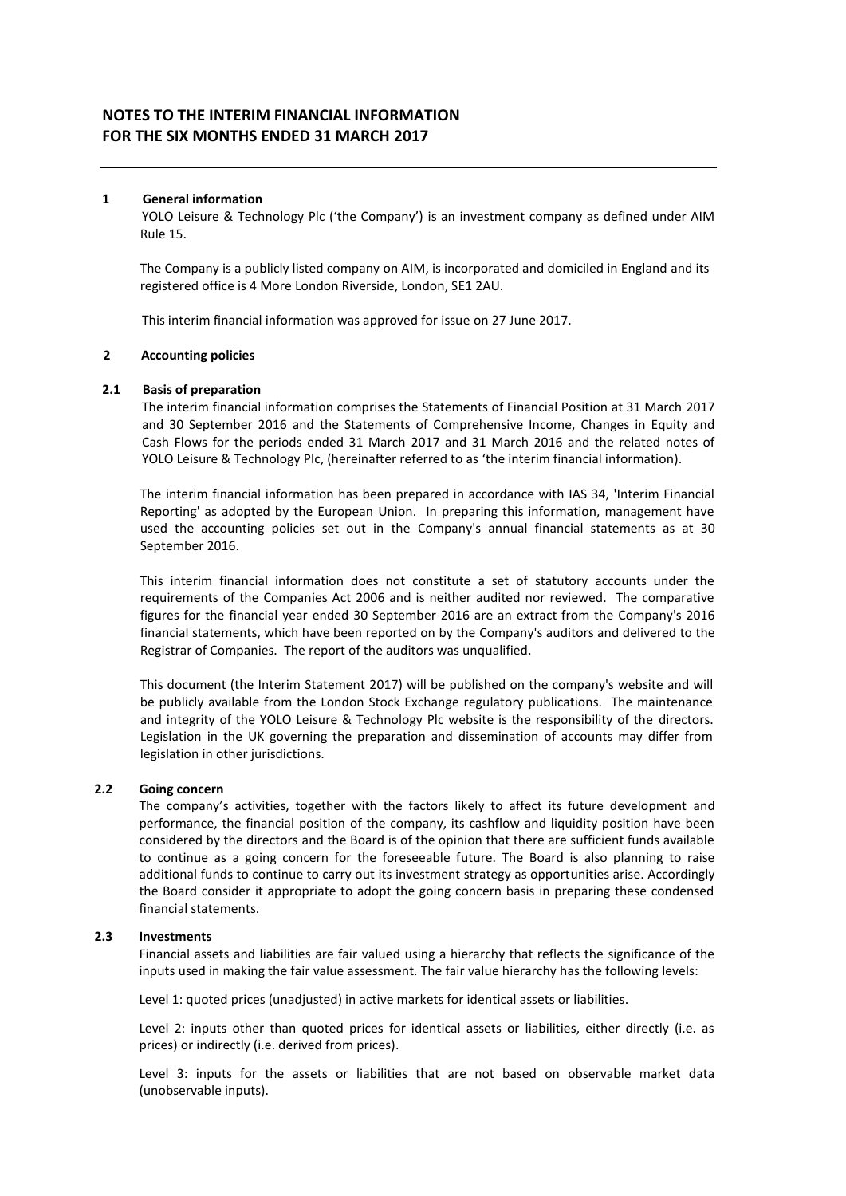# NOTES TO THE INTERIM FINANCIAL INFORMATION FOR THE SIX MONTHS ENDED 31 MARCH 2017

## 1 General information

YOLO Leisure & Technology Plc ('the Company') is an investment company as defined under AIM Rule 15.

The Company is a publicly listed company on AIM, is incorporated and domiciled in England and its registered office is 4 More London Riverside, London, SE1 2AU.

This interim financial information was approved for issue on 27 June 2017.

## 2 Accounting policies

### 2.1 Basis of preparation

The interim financial information comprises the Statements of Financial Position at 31 March 2017 and 30 September 2016 and the Statements of Comprehensive Income, Changes in Equity and Cash Flows for the periods ended 31 March 2017 and 31 March 2016 and the related notes of YOLO Leisure & Technology Plc, (hereinafter referred to as 'the interim financial information).

The interim financial information has been prepared in accordance with IAS 34, 'Interim Financial Reporting' as adopted by the European Union. In preparing this information, management have used the accounting policies set out in the Company's annual financial statements as at 30 September 2016.

This interim financial information does not constitute a set of statutory accounts under the requirements of the Companies Act 2006 and is neither audited nor reviewed. The comparative figures for the financial year ended 30 September 2016 are an extract from the Company's 2016 financial statements, which have been reported on by the Company's auditors and delivered to the Registrar of Companies. The report of the auditors was unqualified.

This document (the Interim Statement 2017) will be published on the company's website and will be publicly available from the London Stock Exchange regulatory publications. The maintenance and integrity of the YOLO Leisure & Technology Plc website is the responsibility of the directors. Legislation in the UK governing the preparation and dissemination of accounts may differ from legislation in other jurisdictions.

### 2.2 Going concern

The company's activities, together with the factors likely to affect its future development and performance, the financial position of the company, its cashflow and liquidity position have been considered by the directors and the Board is of the opinion that there are sufficient funds available to continue as a going concern for the foreseeable future. The Board is also planning to raise additional funds to continue to carry out its investment strategy as opportunities arise. Accordingly the Board consider it appropriate to adopt the going concern basis in preparing these condensed financial statements.

### 2.3 Investments

Financial assets and liabilities are fair valued using a hierarchy that reflects the significance of the inputs used in making the fair value assessment. The fair value hierarchy has the following levels:

Level 1: quoted prices (unadjusted) in active markets for identical assets or liabilities.

Level 2: inputs other than quoted prices for identical assets or liabilities, either directly (i.e. as prices) or indirectly (i.e. derived from prices).

Level 3: inputs for the assets or liabilities that are not based on observable market data (unobservable inputs).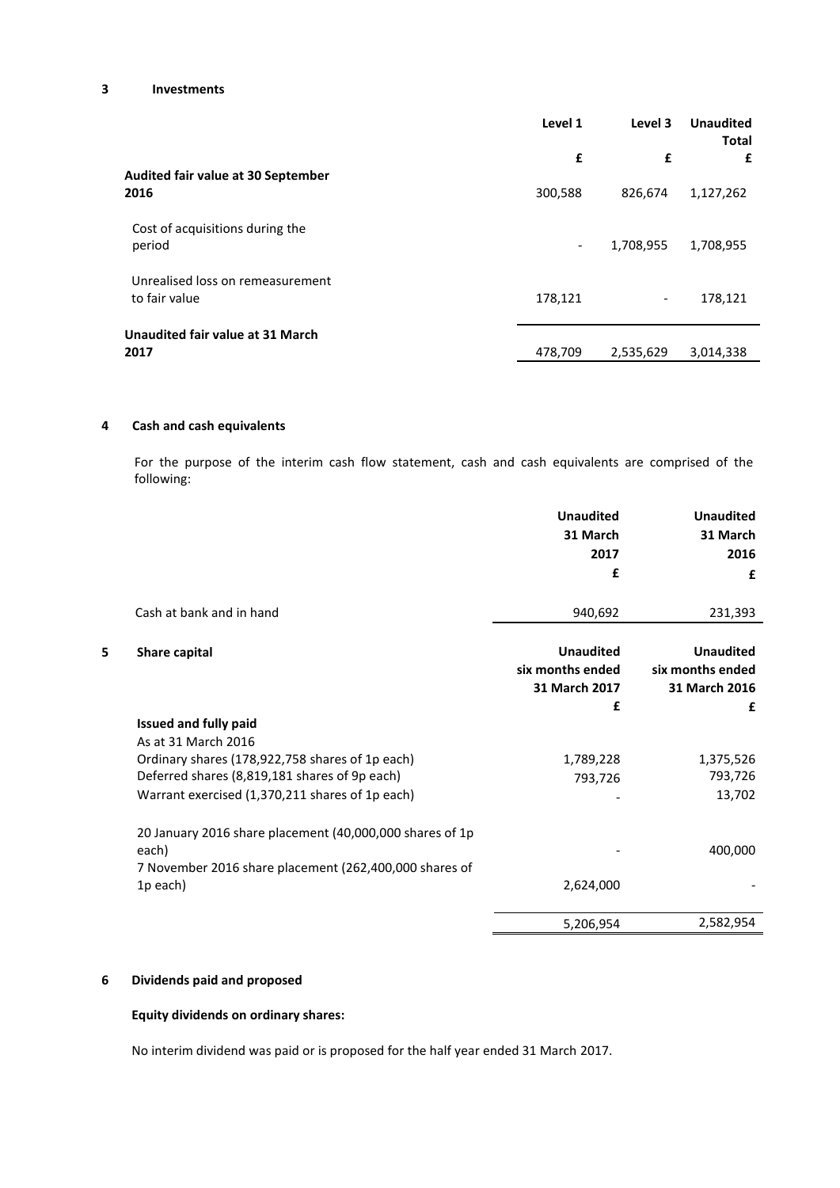## 3 Investments

| | Level 1 | Level 3 | Unaudited Total |
|---|---|---|---|
| | £ | £ | £ |
| **Audited fair value at 30 September 2016** | 300,588 | 826,674 | 1,127,262 |
| Cost of acquisitions during the period | - | 1,708,955 | 1,708,955 |
| Unrealised loss on remeasurement to fair value | 178,121 | - | 178,121 |
| **Unaudited fair value at 31 March 2017** | 478,709 | 2,535,629 | 3,014,338 |

## 4 Cash and cash equivalents

For the purpose of the interim cash flow statement, cash and cash equivalents are comprised of the following:

| | Unaudited 31 March 2017 | Unaudited 31 March 2016 |
|---|---|---|
| | £ | £ |
| Cash at bank and in hand | 940,692 | 231,393 |

## 5 Share capital

| | Unaudited six months ended 31 March 2017 | Unaudited six months ended 31 March 2016 |
|---|---|---|
| | £ | £ |
| **Issued and fully paid** | | |
| As at 31 March 2016 | | |
| Ordinary shares (178,922,758 shares of 1p each) | 1,789,228 | 1,375,526 |
| Deferred shares (8,819,181 shares of 9p each) | 793,726 | 793,726 |
| Warrant exercised (1,370,211 shares of 1p each) | - | 13,702 |
| 20 January 2016 share placement (40,000,000 shares of 1p each) | - | 400,000 |
| 7 November 2016 share placement (262,400,000 shares of 1p each) | 2,624,000 | - |
| | 5,206,954 | 2,582,954 |

## 6 Dividends paid and proposed

**Equity dividends on ordinary shares:**

No interim dividend was paid or is proposed for the half year ended 31 March 2017.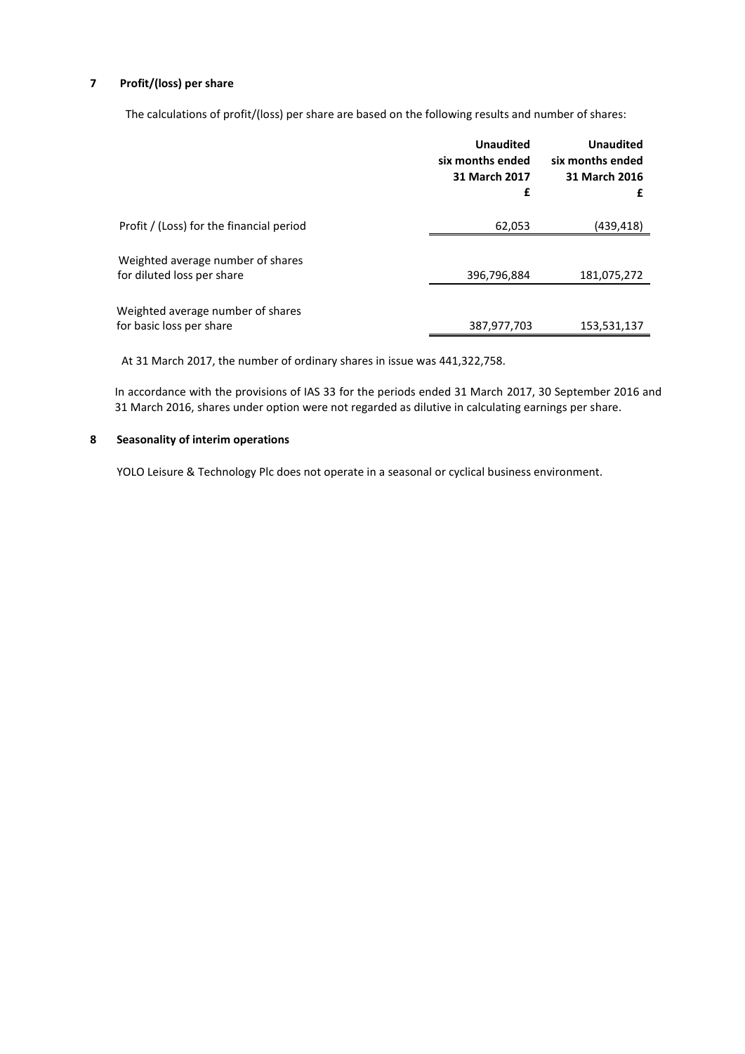## 7 Profit/(loss) per share

The calculations of profit/(loss) per share are based on the following results and number of shares:

| | Unaudited six months ended 31 March 2017 £ | Unaudited six months ended 31 March 2016 £ |
|---|---|---|
| Profit / (Loss) for the financial period | 62,053 | (439,418) |
| Weighted average number of shares for diluted loss per share | 396,796,884 | 181,075,272 |
| Weighted average number of shares for basic loss per share | 387,977,703 | 153,531,137 |

At 31 March 2017, the number of ordinary shares in issue was 441,322,758.

In accordance with the provisions of IAS 33 for the periods ended 31 March 2017, 30 September 2016 and 31 March 2016, shares under option were not regarded as dilutive in calculating earnings per share.

## 8 Seasonality of interim operations

YOLO Leisure & Technology Plc does not operate in a seasonal or cyclical business environment.